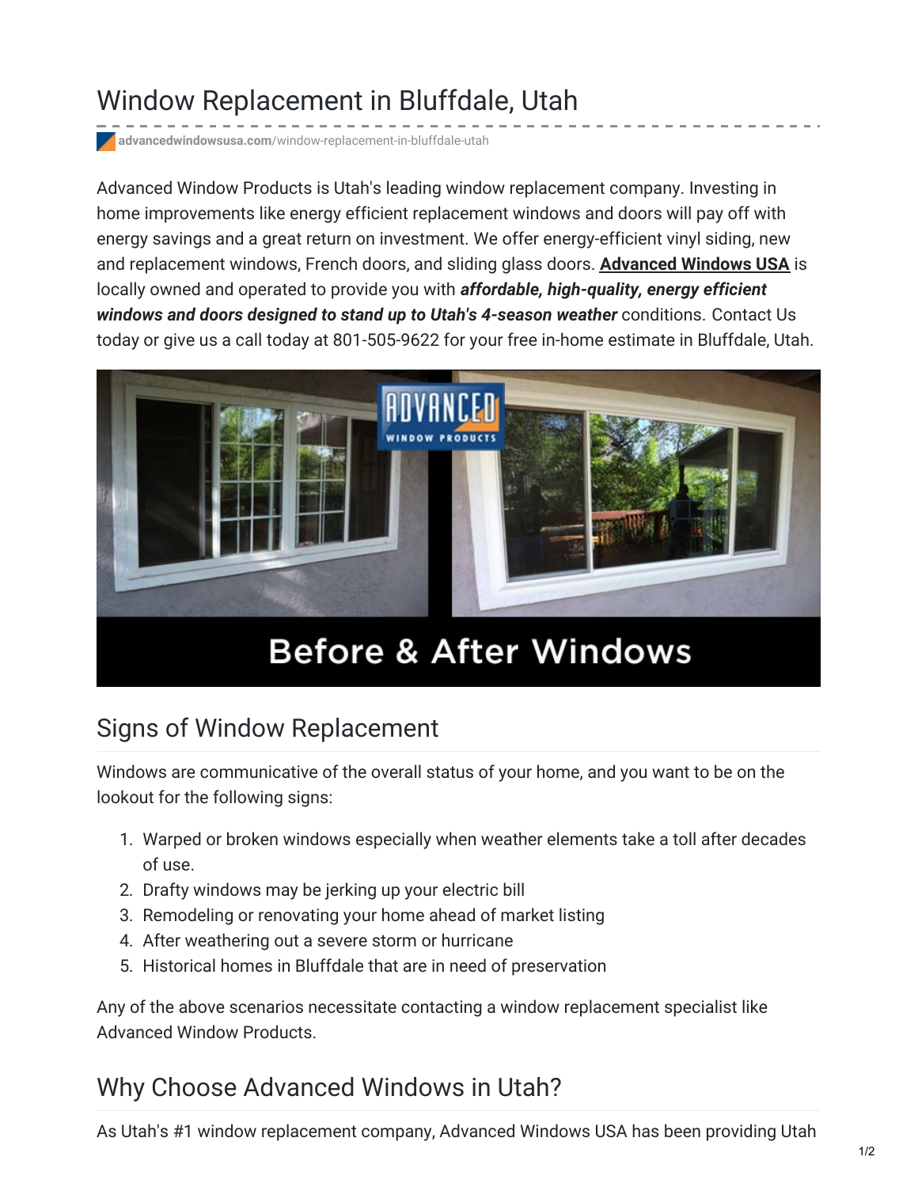# Window Replacement in Bluffdale, Utah

advancedwindowsusa.com/window-replacement-in-bluffdale-utah

Advanced Window Products is Utah's leading window replacement company. Investing in home improvements like energy efficient replacement windows and doors will pay off with energy savings and a great return on investment. We offer energy-efficient vinyl siding, new and replacement windows, French doors, and sliding glass doors. **Advanced Windows USA** is locally owned and operated to provide you with ***affordable, high-quality, energy efficient windows and doors designed to stand up to Utah's 4-season weather*** conditions. Contact Us today or give us a call today at 801-505-9622 for your free in-home estimate in Bluffdale, Utah.

## Signs of Window Replacement

Windows are communicative of the overall status of your home, and you want to be on the lookout for the following signs:

1. Warped or broken windows especially when weather elements take a toll after decades of use.
2. Drafty windows may be jerking up your electric bill
3. Remodeling or renovating your home ahead of market listing
4. After weathering out a severe storm or hurricane
5. Historical homes in Bluffdale that are in need of preservation

Any of the above scenarios necessitate contacting a window replacement specialist like Advanced Window Products.

## Why Choose Advanced Windows in Utah?

As Utah's #1 window replacement company, Advanced Windows USA has been providing Utah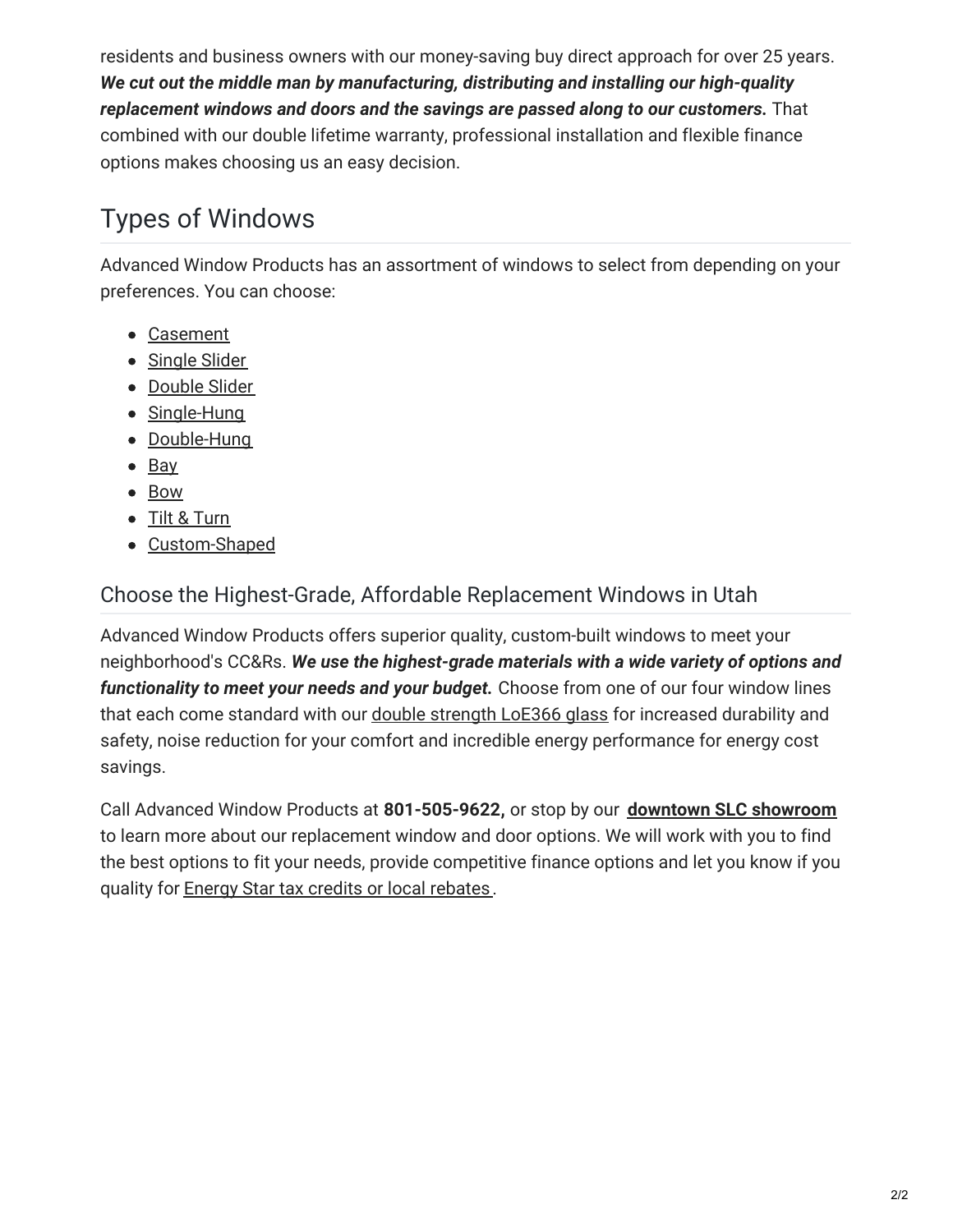residents and business owners with our money-saving buy direct approach for over 25 years. ***We cut out the middle man by manufacturing, distributing and installing our high-quality replacement windows and doors and the savings are passed along to our customers.*** That combined with our double lifetime warranty, professional installation and flexible finance options makes choosing us an easy decision.

## Types of Windows

Advanced Window Products has an assortment of windows to select from depending on your preferences. You can choose:

- Casement
- Single Slider
- Double Slider
- Single-Hung
- Double-Hung
- Bay
- Bow
- Tilt & Turn
- Custom-Shaped

### Choose the Highest-Grade, Affordable Replacement Windows in Utah

Advanced Window Products offers superior quality, custom-built windows to meet your neighborhood's CC&Rs. ***We use the highest-grade materials with a wide variety of options and functionality to meet your needs and your budget.*** Choose from one of our four window lines that each come standard with our double strength LoE366 glass for increased durability and safety, noise reduction for your comfort and incredible energy performance for energy cost savings.

Call Advanced Window Products at **801-505-9622,** or stop by our **downtown SLC showroom** to learn more about our replacement window and door options. We will work with you to find the best options to fit your needs, provide competitive finance options and let you know if you quality for Energy Star tax credits or local rebates.